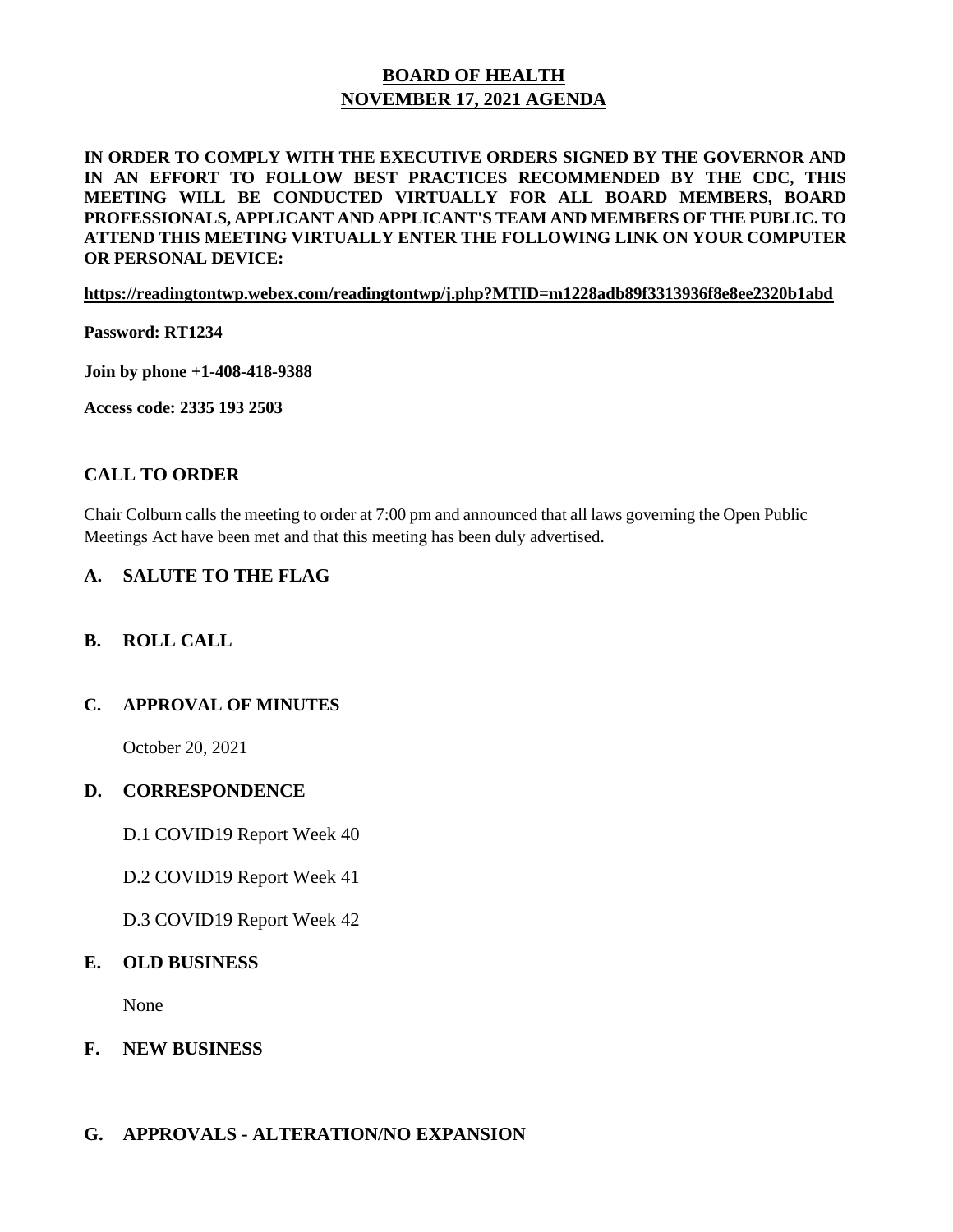# BOARD OF HEALTH
# NOVEMBER 17, 2021 AGENDA

**IN ORDER TO COMPLY WITH THE EXECUTIVE ORDERS SIGNED BY THE GOVERNOR AND IN AN EFFORT TO FOLLOW BEST PRACTICES RECOMMENDED BY THE CDC, THIS MEETING WILL BE CONDUCTED VIRTUALLY FOR ALL BOARD MEMBERS, BOARD PROFESSIONALS, APPLICANT AND APPLICANT'S TEAM AND MEMBERS OF THE PUBLIC. TO ATTEND THIS MEETING VIRTUALLY ENTER THE FOLLOWING LINK ON YOUR COMPUTER OR PERSONAL DEVICE:**

**https://readingtontwp.webex.com/readingtontwp/j.php?MTID=m1228adb89f3313936f8e8ee2320b1abd**

**Password: RT1234**

**Join by phone +1-408-418-9388**

**Access code: 2335 193 2503**

## CALL TO ORDER

Chair Colburn calls the meeting to order at 7:00 pm and announced that all laws governing the Open Public Meetings Act have been met and that this meeting has been duly advertised.

## A. SALUTE TO THE FLAG

## B. ROLL CALL

## C. APPROVAL OF MINUTES

October 20, 2021

## D. CORRESPONDENCE

D.1 COVID19 Report Week 40

D.2 COVID19 Report Week 41

D.3 COVID19 Report Week 42

## E. OLD BUSINESS

None

## F. NEW BUSINESS

## G. APPROVALS - ALTERATION/NO EXPANSION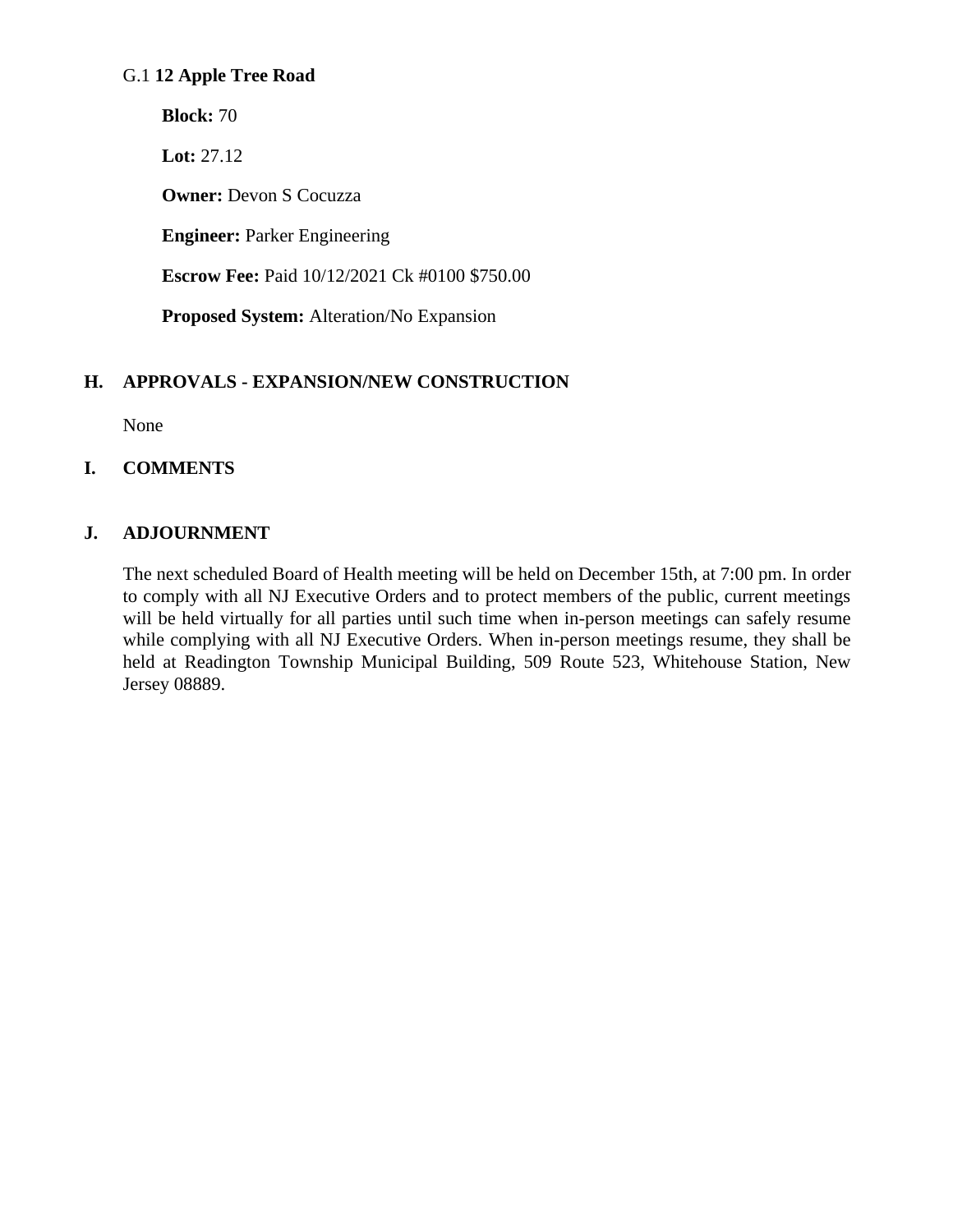G.1 **12 Apple Tree Road**

**Block:** 70

**Lot:** 27.12

**Owner:** Devon S Cocuzza

**Engineer:** Parker Engineering

**Escrow Fee:** Paid 10/12/2021 Ck #0100 $750.00

**Proposed System:** Alteration/No Expansion

## H. APPROVALS - EXPANSION/NEW CONSTRUCTION

None

## I. COMMENTS

## J. ADJOURNMENT

The next scheduled Board of Health meeting will be held on December 15th, at 7:00 pm. In order to comply with all NJ Executive Orders and to protect members of the public, current meetings will be held virtually for all parties until such time when in-person meetings can safely resume while complying with all NJ Executive Orders. When in-person meetings resume, they shall be held at Readington Township Municipal Building, 509 Route 523, Whitehouse Station, New Jersey 08889.